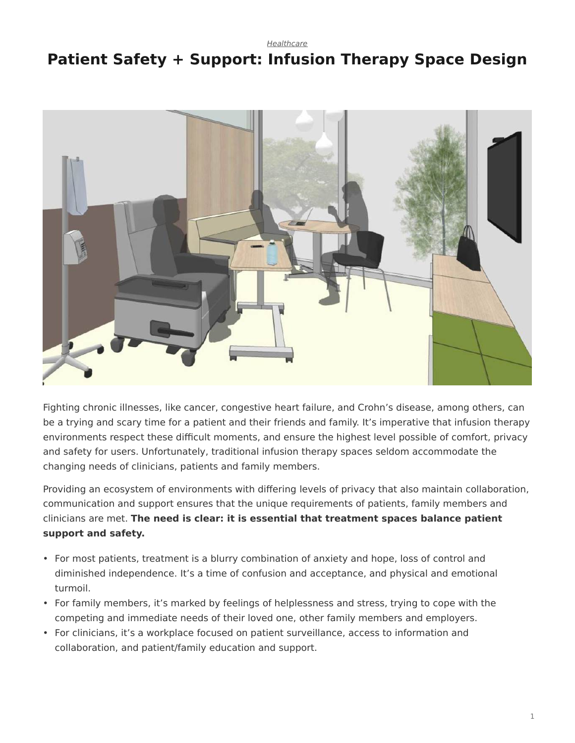*Healthcare*

# Patient Safety + Support: Infusion Therapy Space Design

Fighting chronic illnesses, like cancer, congestive heart failure, and Crohn's disease, among others, can be a trying and scary time for a patient and their friends and family. It's imperative that infusion therapy environments respect these difficult moments, and ensure the highest level possible of comfort, privacy and safety for users. Unfortunately, traditional infusion therapy spaces seldom accommodate the changing needs of clinicians, patients and family members.

Providing an ecosystem of environments with differing levels of privacy that also maintain collaboration, communication and support ensures that the unique requirements of patients, family members and clinicians are met. **The need is clear: it is essential that treatment spaces balance patient support and safety.**

- For most patients, treatment is a blurry combination of anxiety and hope, loss of control and diminished independence. It's a time of confusion and acceptance, and physical and emotional turmoil.
- For family members, it's marked by feelings of helplessness and stress, trying to cope with the competing and immediate needs of their loved one, other family members and employers.
- For clinicians, it's a workplace focused on patient surveillance, access to information and collaboration, and patient/family education and support.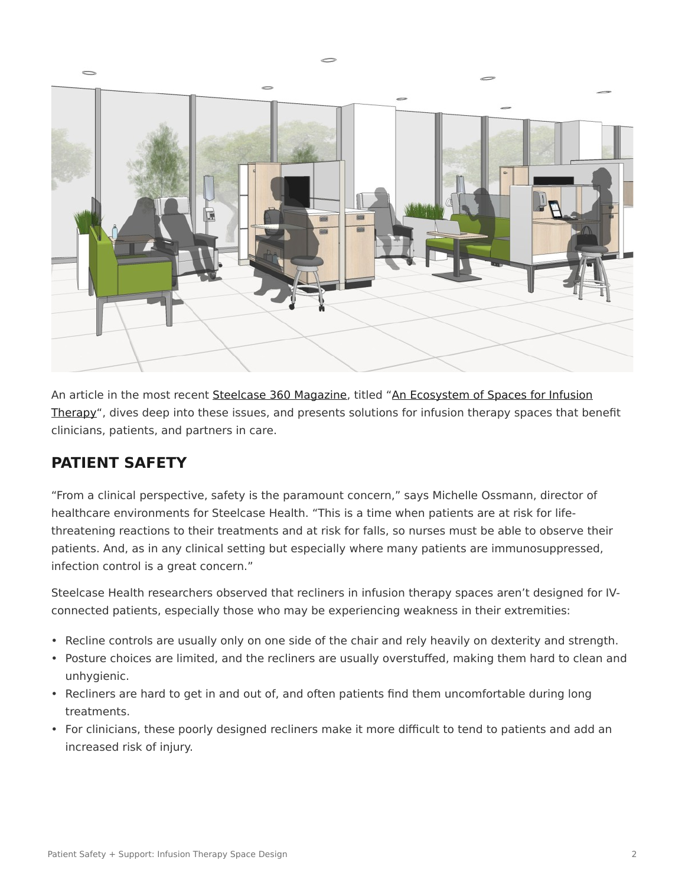An article in the most recent Steelcase 360 Magazine, titled "An Ecosystem of Spaces for Infusion Therapy", dives deep into these issues, and presents solutions for infusion therapy spaces that benefit clinicians, patients, and partners in care.

## PATIENT SAFETY

"From a clinical perspective, safety is the paramount concern," says Michelle Ossmann, director of healthcare environments for Steelcase Health. "This is a time when patients are at risk for life-threatening reactions to their treatments and at risk for falls, so nurses must be able to observe their patients. And, as in any clinical setting but especially where many patients are immunosuppressed, infection control is a great concern."

Steelcase Health researchers observed that recliners in infusion therapy spaces aren't designed for IV-connected patients, especially those who may be experiencing weakness in their extremities:

- Recline controls are usually only on one side of the chair and rely heavily on dexterity and strength.
- Posture choices are limited, and the recliners are usually overstuffed, making them hard to clean and unhygienic.
- Recliners are hard to get in and out of, and often patients find them uncomfortable during long treatments.
- For clinicians, these poorly designed recliners make it more difficult to tend to patients and add an increased risk of injury.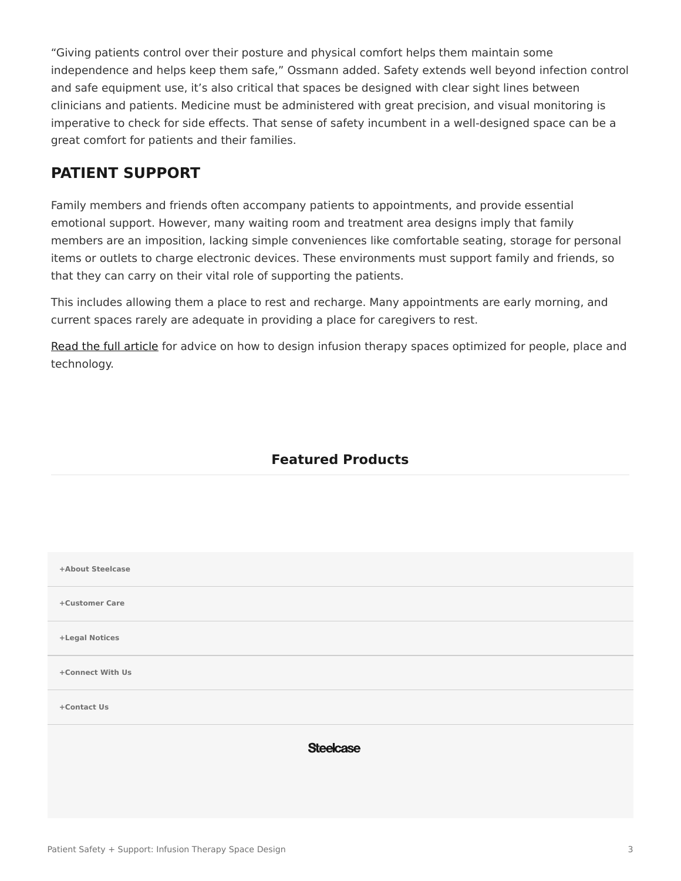"Giving patients control over their posture and physical comfort helps them maintain some independence and helps keep them safe," Ossmann added. Safety extends well beyond infection control and safe equipment use, it's also critical that spaces be designed with clear sight lines between clinicians and patients. Medicine must be administered with great precision, and visual monitoring is imperative to check for side effects. That sense of safety incumbent in a well-designed space can be a great comfort for patients and their families.

## PATIENT SUPPORT

Family members and friends often accompany patients to appointments, and provide essential emotional support. However, many waiting room and treatment area designs imply that family members are an imposition, lacking simple conveniences like comfortable seating, storage for personal items or outlets to charge electronic devices. These environments must support family and friends, so that they can carry on their vital role of supporting the patients.

This includes allowing them a place to rest and recharge. Many appointments are early morning, and current spaces rarely are adequate in providing a place for caregivers to rest.

Read the full article for advice on how to design infusion therapy spaces optimized for people, place and technology.

### Featured Products

+About Steelcase

+Customer Care

+Legal Notices

+Connect With Us

+Contact Us

Steelcase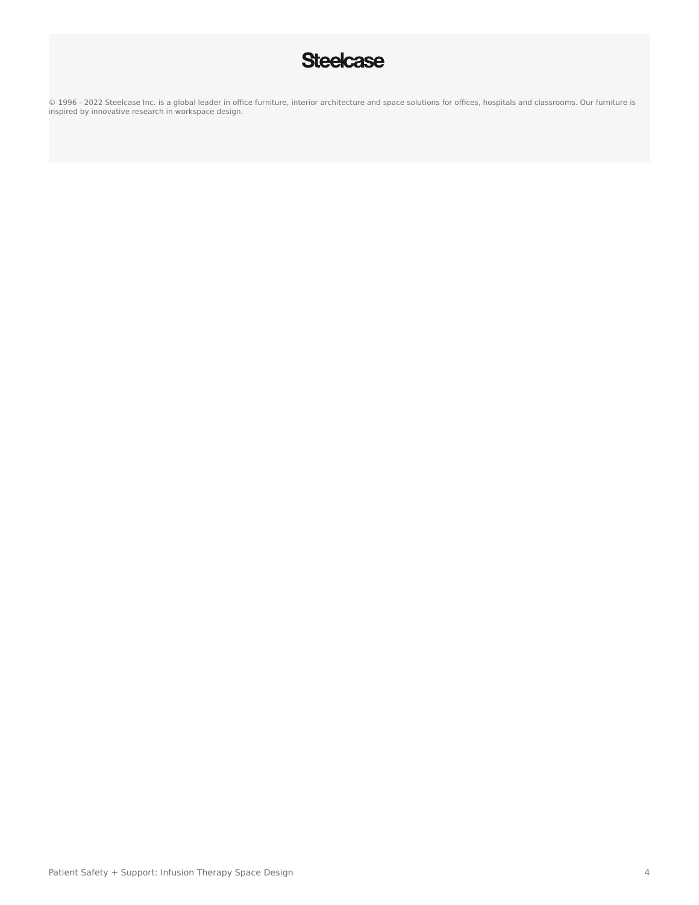Steelcase

© 1996 - 2022 Steelcase Inc. is a global leader in office furniture, interior architecture and space solutions for offices, hospitals and classrooms. Our furniture is inspired by innovative research in workspace design.